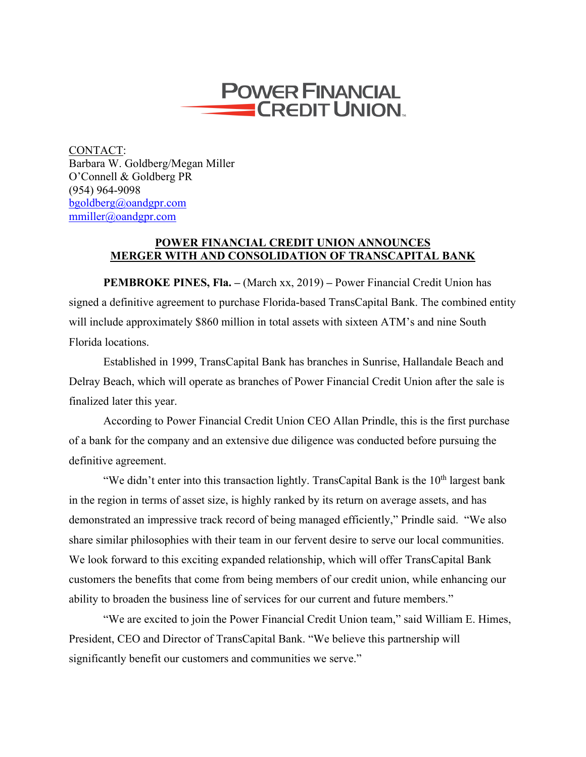**POWER FINANCIAL CREDIT UNION**

CONTACT:
Barbara W. Goldberg/Megan Miller
O'Connell & Goldberg PR
(954) 964-9098
bgoldberg@oandgpr.com
mmiller@oandgpr.com

# POWER FINANCIAL CREDIT UNION ANNOUNCES MERGER WITH AND CONSOLIDATION OF TRANSCAPITAL BANK

**PEMBROKE PINES, Fla. –** (March xx, 2019) **–** Power Financial Credit Union has signed a definitive agreement to purchase Florida-based TransCapital Bank. The combined entity will include approximately $860 million in total assets with sixteen ATM's and nine South Florida locations.

Established in 1999, TransCapital Bank has branches in Sunrise, Hallandale Beach and Delray Beach, which will operate as branches of Power Financial Credit Union after the sale is finalized later this year.

According to Power Financial Credit Union CEO Allan Prindle, this is the first purchase of a bank for the company and an extensive due diligence was conducted before pursuing the definitive agreement.

"We didn't enter into this transaction lightly. TransCapital Bank is the 10th largest bank in the region in terms of asset size, is highly ranked by its return on average assets, and has demonstrated an impressive track record of being managed efficiently," Prindle said. "We also share similar philosophies with their team in our fervent desire to serve our local communities. We look forward to this exciting expanded relationship, which will offer TransCapital Bank customers the benefits that come from being members of our credit union, while enhancing our ability to broaden the business line of services for our current and future members."

"We are excited to join the Power Financial Credit Union team," said William E. Himes, President, CEO and Director of TransCapital Bank. "We believe this partnership will significantly benefit our customers and communities we serve."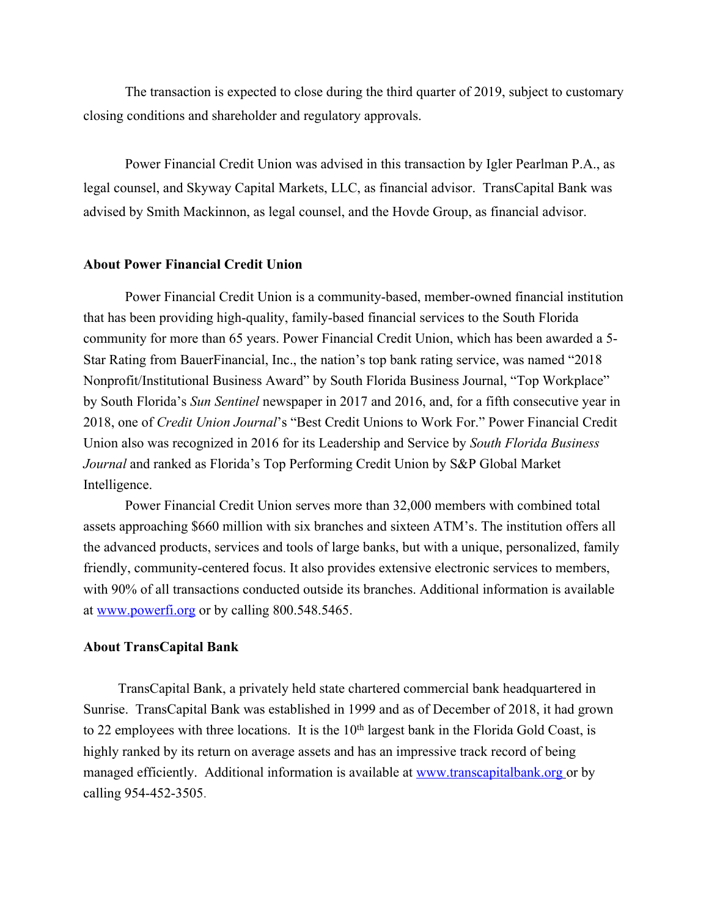The transaction is expected to close during the third quarter of 2019, subject to customary closing conditions and shareholder and regulatory approvals.

Power Financial Credit Union was advised in this transaction by Igler Pearlman P.A., as legal counsel, and Skyway Capital Markets, LLC, as financial advisor. TransCapital Bank was advised by Smith Mackinnon, as legal counsel, and the Hovde Group, as financial advisor.

**About Power Financial Credit Union**

Power Financial Credit Union is a community-based, member-owned financial institution that has been providing high-quality, family-based financial services to the South Florida community for more than 65 years. Power Financial Credit Union, which has been awarded a 5-Star Rating from BauerFinancial, Inc., the nation's top bank rating service, was named "2018 Nonprofit/Institutional Business Award" by South Florida Business Journal, "Top Workplace" by South Florida's *Sun Sentinel* newspaper in 2017 and 2016, and, for a fifth consecutive year in 2018, one of *Credit Union Journal*'s "Best Credit Unions to Work For." Power Financial Credit Union also was recognized in 2016 for its Leadership and Service by *South Florida Business Journal* and ranked as Florida's Top Performing Credit Union by S&P Global Market Intelligence.

Power Financial Credit Union serves more than 32,000 members with combined total assets approaching $660 million with six branches and sixteen ATM's. The institution offers all the advanced products, services and tools of large banks, but with a unique, personalized, family friendly, community-centered focus. It also provides extensive electronic services to members, with 90% of all transactions conducted outside its branches. Additional information is available at [www.powerfi.org](http://www.powerfi.org) or by calling 800.548.5465.

**About TransCapital Bank**

TransCapital Bank, a privately held state chartered commercial bank headquartered in Sunrise. TransCapital Bank was established in 1999 and as of December of 2018, it had grown to 22 employees with three locations. It is the 10th largest bank in the Florida Gold Coast, is highly ranked by its return on average assets and has an impressive track record of being managed efficiently. Additional information is available at [www.transcapitalbank.org](http://www.transcapitalbank.org) or by calling 954-452-3505.